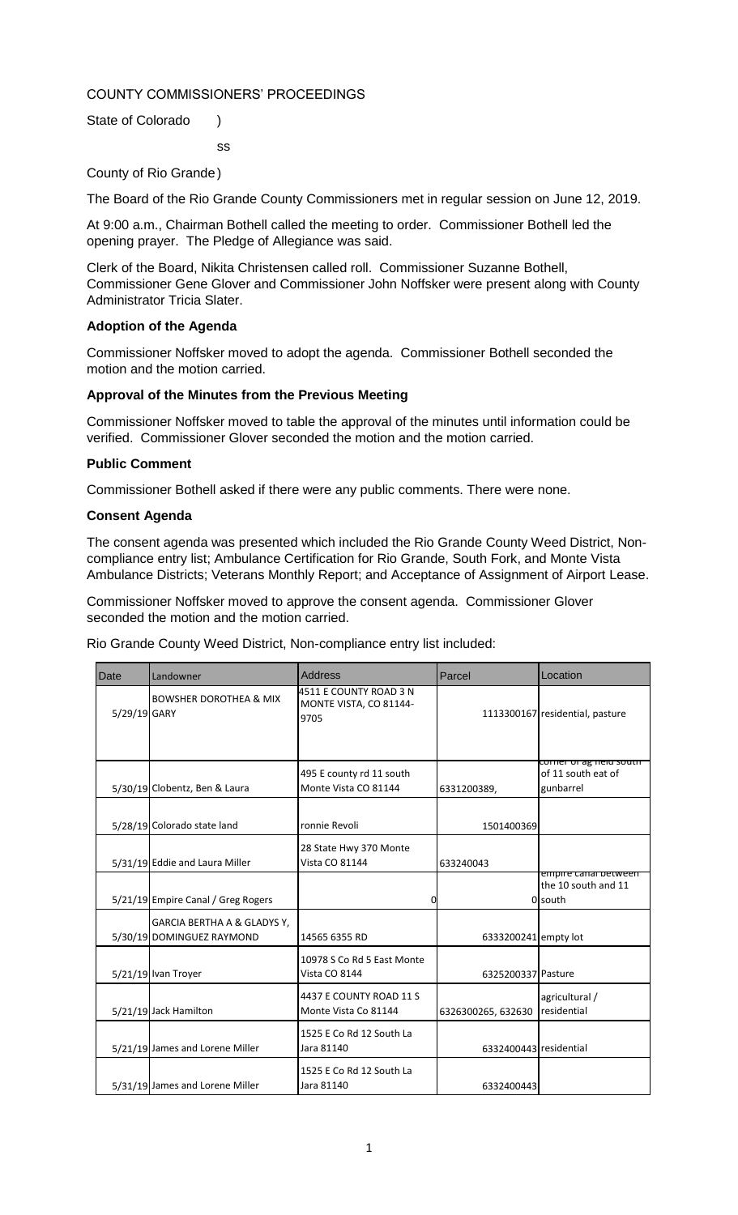COUNTY COMMISSIONERS' PROCEEDINGS

State of Colorado )

ss

County of Rio Grande)

The Board of the Rio Grande County Commissioners met in regular session on June 12, 2019.

At 9:00 a.m., Chairman Bothell called the meeting to order. Commissioner Bothell led the opening prayer. The Pledge of Allegiance was said.

Clerk of the Board, Nikita Christensen called roll. Commissioner Suzanne Bothell, Commissioner Gene Glover and Commissioner John Noffsker were present along with County Administrator Tricia Slater.

### Adoption of the Agenda

Commissioner Noffsker moved to adopt the agenda. Commissioner Bothell seconded the motion and the motion carried.

### Approval of the Minutes from the Previous Meeting

Commissioner Noffsker moved to table the approval of the minutes until information could be verified. Commissioner Glover seconded the motion and the motion carried.

### Public Comment

Commissioner Bothell asked if there were any public comments. There were none.

### Consent Agenda

The consent agenda was presented which included the Rio Grande County Weed District, Non-compliance entry list; Ambulance Certification for Rio Grande, South Fork, and Monte Vista Ambulance Districts; Veterans Monthly Report; and Acceptance of Assignment of Airport Lease.

Commissioner Noffsker moved to approve the consent agenda. Commissioner Glover seconded the motion and the motion carried.

Rio Grande County Weed District, Non-compliance entry list included:

| Date | Landowner | Address | Parcel | Location |
|---|---|---|---|---|
| 5/29/19 | BOWSHER DOROTHEA & MIX GARY | 4511 E COUNTY ROAD 3 N MONTE VISTA, CO 81144-9705 | 1113300167 | residential, pasture |
| 5/30/19 | Clobentz, Ben & Laura | 495 E county rd 11 south Monte Vista CO 81144 | 6331200389, | corner of ag field south of 11 south eat of gunbarrel |
| 5/28/19 | Colorado state land | ronnie Revoli | 1501400369 | |
| 5/31/19 | Eddie and Laura Miller | 28 State Hwy 370 Monte Vista CO 81144 | 633240043 | |
| 5/21/19 | Empire Canal / Greg Rogers | 0 | 0 | empire canal between the 10 south and 11 south |
| 5/30/19 | GARCIA BERTHA A & GLADYS Y, DOMINGUEZ RAYMOND | 14565 6355 RD | 6333200241 | empty lot |
| 5/21/19 | Ivan Troyer | 10978 S Co Rd 5 East Monte Vista CO 8144 | 6325200337 | Pasture |
| 5/21/19 | Jack Hamilton | 4437 E COUNTY ROAD 11 S Monte Vista Co 81144 | 6326300265, 632630 | agricultural / residential |
| 5/21/19 | James and Lorene Miller | 1525 E Co Rd 12 South La Jara 81140 | 6332400443 | residential |
| 5/31/19 | James and Lorene Miller | 1525 E Co Rd 12 South La Jara 81140 | 6332400443 | |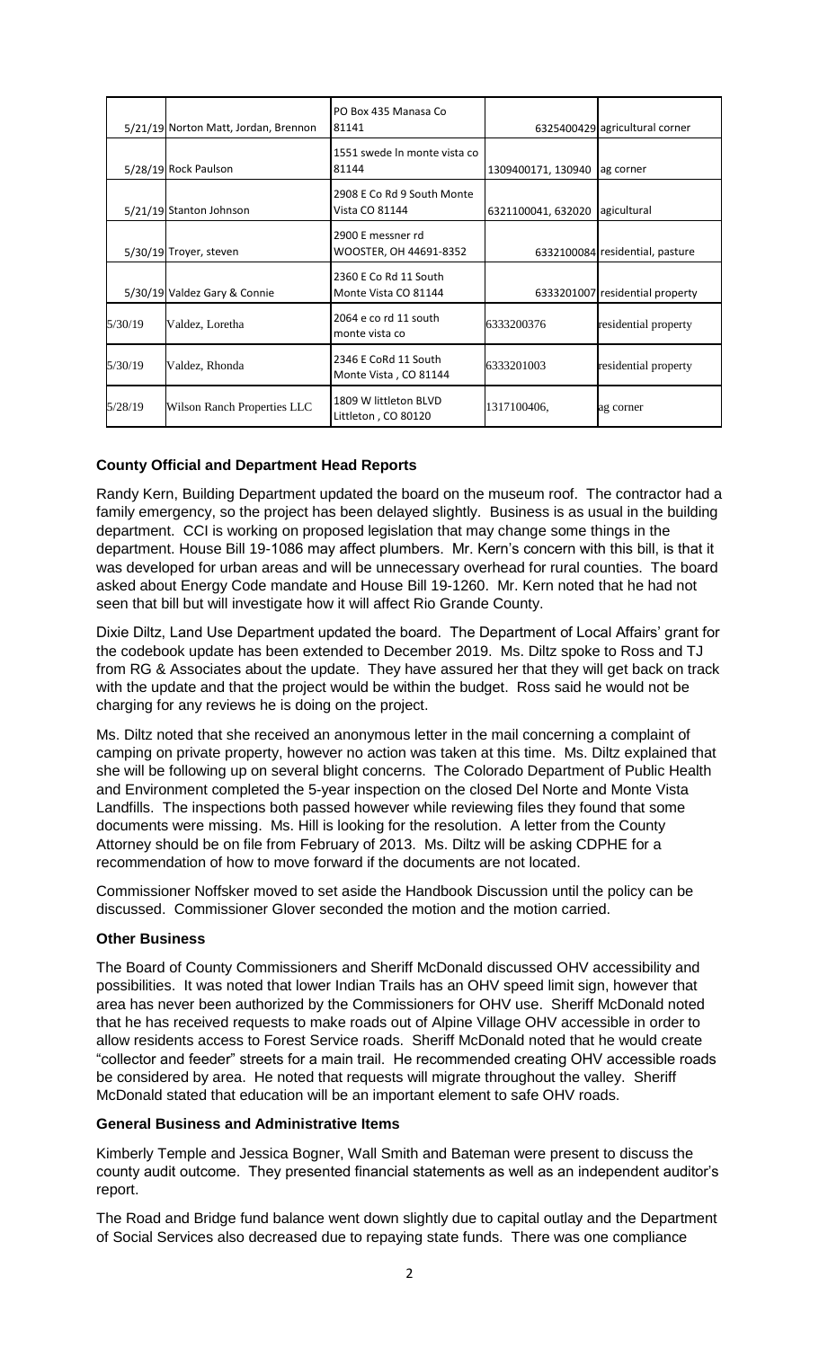| | | | | |
|---|---|---|---|---|
| 5/21/19 | Norton Matt, Jordan, Brennon | PO Box 435 Manasa Co 81141 | 6325400429 | agricultural corner |
| 5/28/19 | Rock Paulson | 1551 swede ln monte vista co 81144 | 1309400171, 130940 | ag corner |
| 5/21/19 | Stanton Johnson | 2908 E Co Rd 9 South Monte Vista CO 81144 | 6321100041, 632020 | agicultural |
| 5/30/19 | Troyer, steven | 2900 E messner rd WOOSTER, OH 44691-8352 | 6332100084 | residential, pasture |
| 5/30/19 | Valdez Gary & Connie | 2360 E Co Rd 11 South Monte Vista CO 81144 | 6333201007 | residential property |
| 5/30/19 | Valdez, Loretha | 2064 e co rd 11 south monte vista co | 6333200376 | residential property |
| 5/30/19 | Valdez, Rhonda | 2346 E CoRd 11 South Monte Vista , CO 81144 | 6333201003 | residential property |
| 5/28/19 | Wilson Ranch Properties LLC | 1809 W littleton BLVD Littleton , CO 80120 | 1317100406, | ag corner |

**County Official and Department Head Reports**

Randy Kern, Building Department updated the board on the museum roof. The contractor had a family emergency, so the project has been delayed slightly. Business is as usual in the building department. CCI is working on proposed legislation that may change some things in the department. House Bill 19-1086 may affect plumbers. Mr. Kern's concern with this bill, is that it was developed for urban areas and will be unnecessary overhead for rural counties. The board asked about Energy Code mandate and House Bill 19-1260. Mr. Kern noted that he had not seen that bill but will investigate how it will affect Rio Grande County.

Dixie Diltz, Land Use Department updated the board. The Department of Local Affairs' grant for the codebook update has been extended to December 2019. Ms. Diltz spoke to Ross and TJ from RG & Associates about the update. They have assured her that they will get back on track with the update and that the project would be within the budget. Ross said he would not be charging for any reviews he is doing on the project.

Ms. Diltz noted that she received an anonymous letter in the mail concerning a complaint of camping on private property, however no action was taken at this time. Ms. Diltz explained that she will be following up on several blight concerns. The Colorado Department of Public Health and Environment completed the 5-year inspection on the closed Del Norte and Monte Vista Landfills. The inspections both passed however while reviewing files they found that some documents were missing. Ms. Hill is looking for the resolution. A letter from the County Attorney should be on file from February of 2013. Ms. Diltz will be asking CDPHE for a recommendation of how to move forward if the documents are not located.

Commissioner Noffsker moved to set aside the Handbook Discussion until the policy can be discussed. Commissioner Glover seconded the motion and the motion carried.

**Other Business**

The Board of County Commissioners and Sheriff McDonald discussed OHV accessibility and possibilities. It was noted that lower Indian Trails has an OHV speed limit sign, however that area has never been authorized by the Commissioners for OHV use. Sheriff McDonald noted that he has received requests to make roads out of Alpine Village OHV accessible in order to allow residents access to Forest Service roads. Sheriff McDonald noted that he would create "collector and feeder" streets for a main trail. He recommended creating OHV accessible roads be considered by area. He noted that requests will migrate throughout the valley. Sheriff McDonald stated that education will be an important element to safe OHV roads.

**General Business and Administrative Items**

Kimberly Temple and Jessica Bogner, Wall Smith and Bateman were present to discuss the county audit outcome. They presented financial statements as well as an independent auditor's report.

The Road and Bridge fund balance went down slightly due to capital outlay and the Department of Social Services also decreased due to repaying state funds. There was one compliance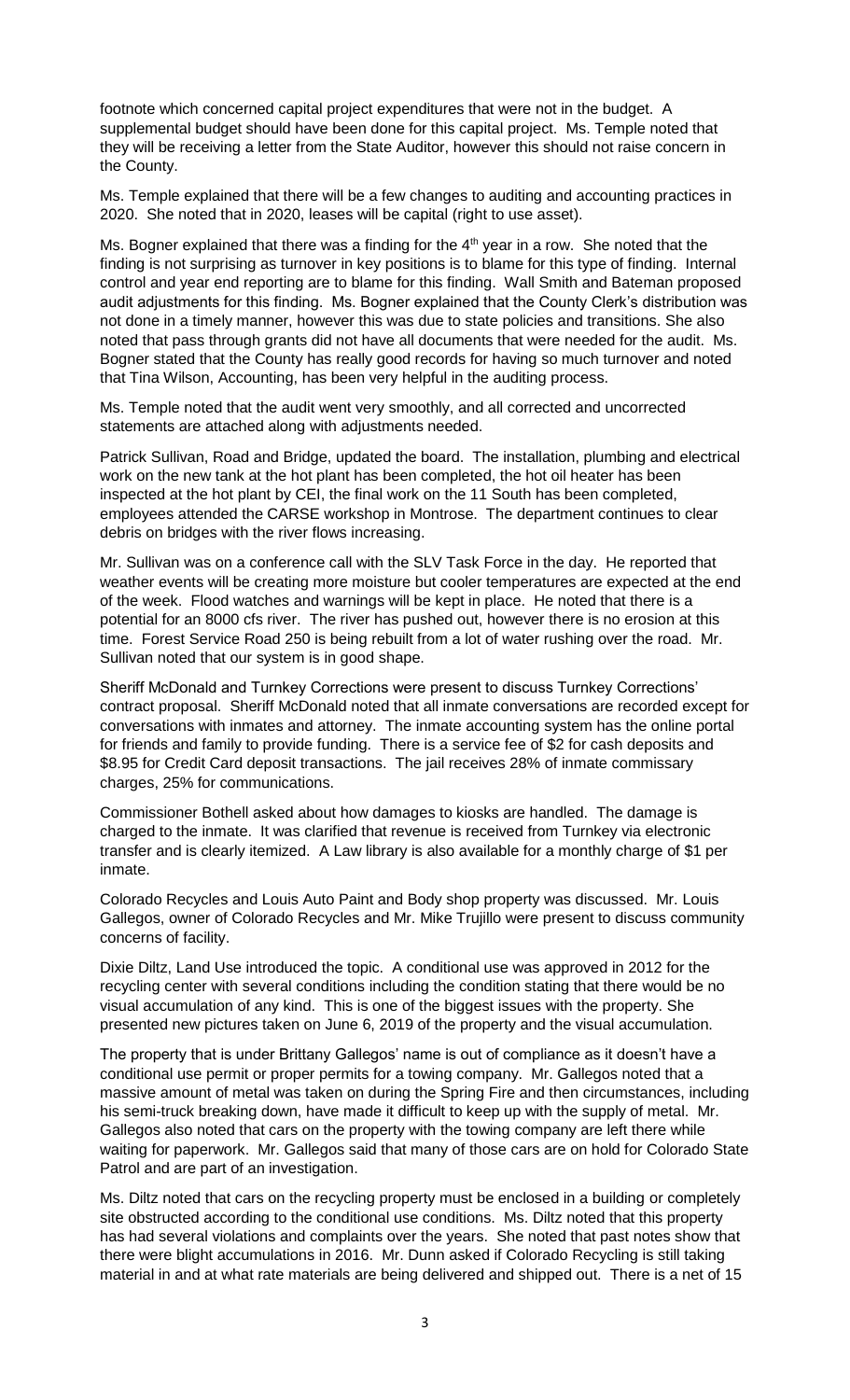footnote which concerned capital project expenditures that were not in the budget. A supplemental budget should have been done for this capital project. Ms. Temple noted that they will be receiving a letter from the State Auditor, however this should not raise concern in the County.

Ms. Temple explained that there will be a few changes to auditing and accounting practices in 2020. She noted that in 2020, leases will be capital (right to use asset).

Ms. Bogner explained that there was a finding for the 4th year in a row. She noted that the finding is not surprising as turnover in key positions is to blame for this type of finding. Internal control and year end reporting are to blame for this finding. Wall Smith and Bateman proposed audit adjustments for this finding. Ms. Bogner explained that the County Clerk's distribution was not done in a timely manner, however this was due to state policies and transitions. She also noted that pass through grants did not have all documents that were needed for the audit. Ms. Bogner stated that the County has really good records for having so much turnover and noted that Tina Wilson, Accounting, has been very helpful in the auditing process.

Ms. Temple noted that the audit went very smoothly, and all corrected and uncorrected statements are attached along with adjustments needed.

Patrick Sullivan, Road and Bridge, updated the board. The installation, plumbing and electrical work on the new tank at the hot plant has been completed, the hot oil heater has been inspected at the hot plant by CEI, the final work on the 11 South has been completed, employees attended the CARSE workshop in Montrose. The department continues to clear debris on bridges with the river flows increasing.

Mr. Sullivan was on a conference call with the SLV Task Force in the day. He reported that weather events will be creating more moisture but cooler temperatures are expected at the end of the week. Flood watches and warnings will be kept in place. He noted that there is a potential for an 8000 cfs river. The river has pushed out, however there is no erosion at this time. Forest Service Road 250 is being rebuilt from a lot of water rushing over the road. Mr. Sullivan noted that our system is in good shape.

Sheriff McDonald and Turnkey Corrections were present to discuss Turnkey Corrections' contract proposal. Sheriff McDonald noted that all inmate conversations are recorded except for conversations with inmates and attorney. The inmate accounting system has the online portal for friends and family to provide funding. There is a service fee of $2 for cash deposits and $8.95 for Credit Card deposit transactions. The jail receives 28% of inmate commissary charges, 25% for communications.

Commissioner Bothell asked about how damages to kiosks are handled. The damage is charged to the inmate. It was clarified that revenue is received from Turnkey via electronic transfer and is clearly itemized. A Law library is also available for a monthly charge of $1 per inmate.

Colorado Recycles and Louis Auto Paint and Body shop property was discussed. Mr. Louis Gallegos, owner of Colorado Recycles and Mr. Mike Trujillo were present to discuss community concerns of facility.

Dixie Diltz, Land Use introduced the topic. A conditional use was approved in 2012 for the recycling center with several conditions including the condition stating that there would be no visual accumulation of any kind. This is one of the biggest issues with the property. She presented new pictures taken on June 6, 2019 of the property and the visual accumulation.

The property that is under Brittany Gallegos' name is out of compliance as it doesn't have a conditional use permit or proper permits for a towing company. Mr. Gallegos noted that a massive amount of metal was taken on during the Spring Fire and then circumstances, including his semi-truck breaking down, have made it difficult to keep up with the supply of metal. Mr. Gallegos also noted that cars on the property with the towing company are left there while waiting for paperwork. Mr. Gallegos said that many of those cars are on hold for Colorado State Patrol and are part of an investigation.

Ms. Diltz noted that cars on the recycling property must be enclosed in a building or completely site obstructed according to the conditional use conditions. Ms. Diltz noted that this property has had several violations and complaints over the years. She noted that past notes show that there were blight accumulations in 2016. Mr. Dunn asked if Colorado Recycling is still taking material in and at what rate materials are being delivered and shipped out. There is a net of 15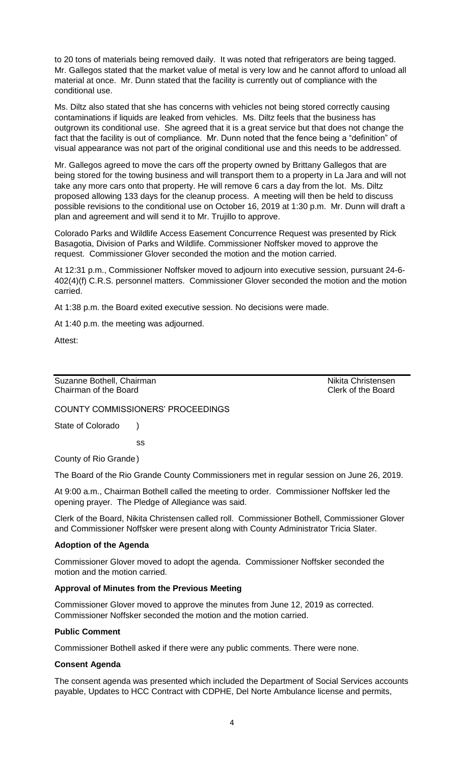to 20 tons of materials being removed daily. It was noted that refrigerators are being tagged. Mr. Gallegos stated that the market value of metal is very low and he cannot afford to unload all material at once. Mr. Dunn stated that the facility is currently out of compliance with the conditional use.

Ms. Diltz also stated that she has concerns with vehicles not being stored correctly causing contaminations if liquids are leaked from vehicles. Ms. Diltz feels that the business has outgrown its conditional use. She agreed that it is a great service but that does not change the fact that the facility is out of compliance. Mr. Dunn noted that the fence being a "definition" of visual appearance was not part of the original conditional use and this needs to be addressed.

Mr. Gallegos agreed to move the cars off the property owned by Brittany Gallegos that are being stored for the towing business and will transport them to a property in La Jara and will not take any more cars onto that property. He will remove 6 cars a day from the lot. Ms. Diltz proposed allowing 133 days for the cleanup process. A meeting will then be held to discuss possible revisions to the conditional use on October 16, 2019 at 1:30 p.m. Mr. Dunn will draft a plan and agreement and will send it to Mr. Trujillo to approve.

Colorado Parks and Wildlife Access Easement Concurrence Request was presented by Rick Basagotia, Division of Parks and Wildlife. Commissioner Noffsker moved to approve the request. Commissioner Glover seconded the motion and the motion carried.

At 12:31 p.m., Commissioner Noffsker moved to adjourn into executive session, pursuant 24-6-402(4)(f) C.R.S. personnel matters. Commissioner Glover seconded the motion and the motion carried.

At 1:38 p.m. the Board exited executive session. No decisions were made.

At 1:40 p.m. the meeting was adjourned.

Attest:

Suzanne Bothell, Chairman
Chairman of the Board

Nikita Christensen
Clerk of the Board

COUNTY COMMISSIONERS' PROCEEDINGS

State of Colorado )

ss

County of Rio Grande)

The Board of the Rio Grande County Commissioners met in regular session on June 26, 2019.

At 9:00 a.m., Chairman Bothell called the meeting to order. Commissioner Noffsker led the opening prayer. The Pledge of Allegiance was said.

Clerk of the Board, Nikita Christensen called roll. Commissioner Bothell, Commissioner Glover and Commissioner Noffsker were present along with County Administrator Tricia Slater.

**Adoption of the Agenda**

Commissioner Glover moved to adopt the agenda. Commissioner Noffsker seconded the motion and the motion carried.

**Approval of Minutes from the Previous Meeting**

Commissioner Glover moved to approve the minutes from June 12, 2019 as corrected. Commissioner Noffsker seconded the motion and the motion carried.

**Public Comment**

Commissioner Bothell asked if there were any public comments. There were none.

**Consent Agenda**

The consent agenda was presented which included the Department of Social Services accounts payable, Updates to HCC Contract with CDPHE, Del Norte Ambulance license and permits,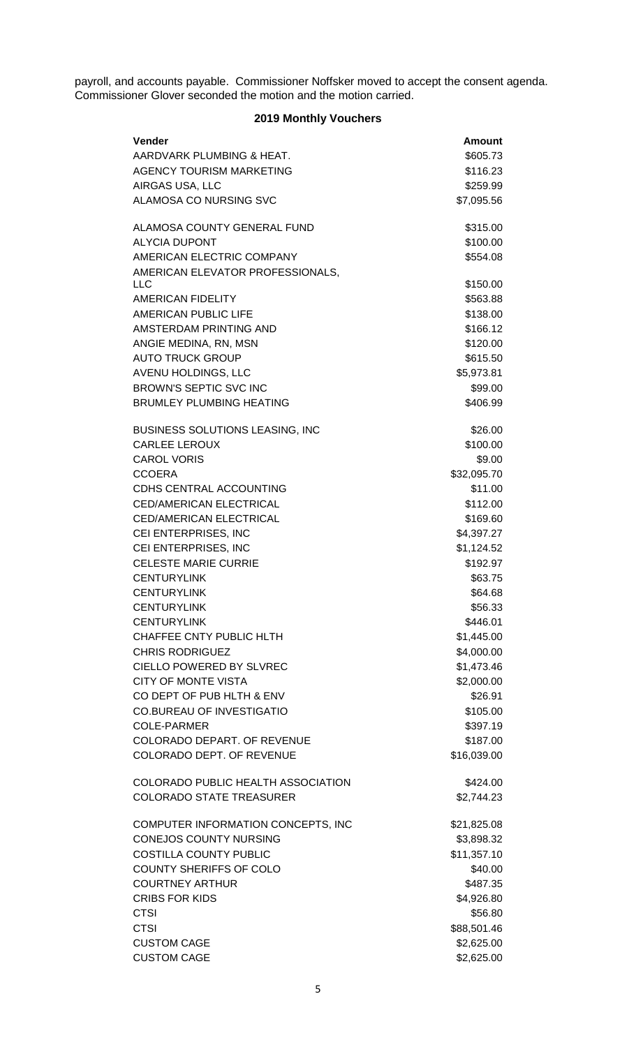payroll, and accounts payable. Commissioner Noffsker moved to accept the consent agenda. Commissioner Glover seconded the motion and the motion carried.

## 2019 Monthly Vouchers

| Vender | Amount |
|---|---|
| AARDVARK PLUMBING & HEAT. | $605.73 |
| AGENCY TOURISM MARKETING | $116.23 |
| AIRGAS USA, LLC | $259.99 |
| ALAMOSA CO NURSING SVC | $7,095.56 |
| ALAMOSA COUNTY GENERAL FUND | $315.00 |
| ALYCIA DUPONT | $100.00 |
| AMERICAN ELECTRIC COMPANY | $554.08 |
| AMERICAN ELEVATOR PROFESSIONALS, LLC | $150.00 |
| AMERICAN FIDELITY | $563.88 |
| AMERICAN PUBLIC LIFE | $138.00 |
| AMSTERDAM PRINTING AND | $166.12 |
| ANGIE MEDINA, RN, MSN | $120.00 |
| AUTO TRUCK GROUP | $615.50 |
| AVENU HOLDINGS, LLC | $5,973.81 |
| BROWN'S SEPTIC SVC INC | $99.00 |
| BRUMLEY PLUMBING HEATING | $406.99 |
| BUSINESS SOLUTIONS LEASING, INC | $26.00 |
| CARLEE LEROUX | $100.00 |
| CAROL VORIS | $9.00 |
| CCOERA | $32,095.70 |
| CDHS CENTRAL ACCOUNTING | $11.00 |
| CED/AMERICAN ELECTRICAL | $112.00 |
| CED/AMERICAN ELECTRICAL | $169.60 |
| CEI ENTERPRISES, INC | $4,397.27 |
| CEI ENTERPRISES, INC | $1,124.52 |
| CELESTE MARIE CURRIE | $192.97 |
| CENTURYLINK | $63.75 |
| CENTURYLINK | $64.68 |
| CENTURYLINK | $56.33 |
| CENTURYLINK | $446.01 |
| CHAFFEE CNTY PUBLIC HLTH | $1,445.00 |
| CHRIS RODRIGUEZ | $4,000.00 |
| CIELLO POWERED BY SLVREC | $1,473.46 |
| CITY OF MONTE VISTA | $2,000.00 |
| CO DEPT OF PUB HLTH & ENV | $26.91 |
| CO.BUREAU OF INVESTIGATIO | $105.00 |
| COLE-PARMER | $397.19 |
| COLORADO DEPART. OF REVENUE | $187.00 |
| COLORADO DEPT. OF REVENUE | $16,039.00 |
| COLORADO PUBLIC HEALTH ASSOCIATION | $424.00 |
| COLORADO STATE TREASURER | $2,744.23 |
| COMPUTER INFORMATION CONCEPTS, INC | $21,825.08 |
| CONEJOS COUNTY NURSING | $3,898.32 |
| COSTILLA COUNTY PUBLIC | $11,357.10 |
| COUNTY SHERIFFS OF COLO | $40.00 |
| COURTNEY ARTHUR | $487.35 |
| CRIBS FOR KIDS | $4,926.80 |
| CTSI | $56.80 |
| CTSI | $88,501.46 |
| CUSTOM CAGE | $2,625.00 |
| CUSTOM CAGE | $2,625.00 |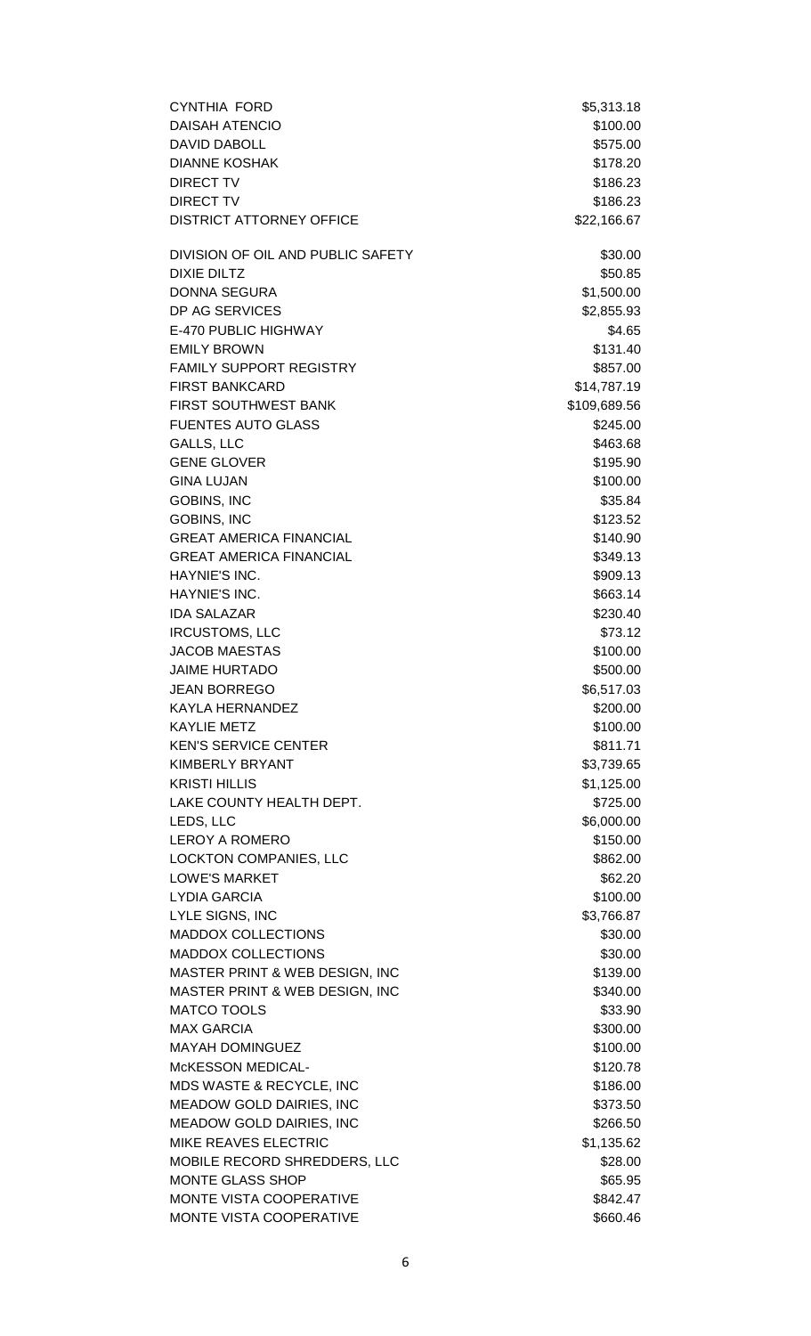| | |
|---|---|
| CYNTHIA FORD | $5,313.18 |
| DAISAH ATENCIO | $100.00 |
| DAVID DABOLL | $575.00 |
| DIANNE KOSHAK | $178.20 |
| DIRECT TV | $186.23 |
| DIRECT TV | $186.23 |
| DISTRICT ATTORNEY OFFICE | $22,166.67 |
| DIVISION OF OIL AND PUBLIC SAFETY | $30.00 |
| DIXIE DILTZ | $50.85 |
| DONNA SEGURA | $1,500.00 |
| DP AG SERVICES | $2,855.93 |
| E-470 PUBLIC HIGHWAY | $4.65 |
| EMILY BROWN | $131.40 |
| FAMILY SUPPORT REGISTRY | $857.00 |
| FIRST BANKCARD | $14,787.19 |
| FIRST SOUTHWEST BANK | $109,689.56 |
| FUENTES AUTO GLASS | $245.00 |
| GALLS, LLC | $463.68 |
| GENE GLOVER | $195.90 |
| GINA LUJAN | $100.00 |
| GOBINS, INC | $35.84 |
| GOBINS, INC | $123.52 |
| GREAT AMERICA FINANCIAL | $140.90 |
| GREAT AMERICA FINANCIAL | $349.13 |
| HAYNIE'S INC. | $909.13 |
| HAYNIE'S INC. | $663.14 |
| IDA SALAZAR | $230.40 |
| IRCUSTOMS, LLC | $73.12 |
| JACOB MAESTAS | $100.00 |
| JAIME HURTADO | $500.00 |
| JEAN BORREGO | $6,517.03 |
| KAYLA HERNANDEZ | $200.00 |
| KAYLIE METZ | $100.00 |
| KEN'S SERVICE CENTER | $811.71 |
| KIMBERLY BRYANT | $3,739.65 |
| KRISTI HILLIS | $1,125.00 |
| LAKE COUNTY HEALTH DEPT. | $725.00 |
| LEDS, LLC | $6,000.00 |
| LEROY A ROMERO | $150.00 |
| LOCKTON COMPANIES, LLC | $862.00 |
| LOWE'S MARKET | $62.20 |
| LYDIA GARCIA | $100.00 |
| LYLE SIGNS, INC | $3,766.87 |
| MADDOX COLLECTIONS | $30.00 |
| MADDOX COLLECTIONS | $30.00 |
| MASTER PRINT & WEB DESIGN, INC | $139.00 |
| MASTER PRINT & WEB DESIGN, INC | $340.00 |
| MATCO TOOLS | $33.90 |
| MAX GARCIA | $300.00 |
| MAYAH DOMINGUEZ | $100.00 |
| McKESSON MEDICAL- | $120.78 |
| MDS WASTE & RECYCLE, INC | $186.00 |
| MEADOW GOLD DAIRIES, INC | $373.50 |
| MEADOW GOLD DAIRIES, INC | $266.50 |
| MIKE REAVES ELECTRIC | $1,135.62 |
| MOBILE RECORD SHREDDERS, LLC | $28.00 |
| MONTE GLASS SHOP | $65.95 |
| MONTE VISTA COOPERATIVE | $842.47 |
| MONTE VISTA COOPERATIVE | $660.46 |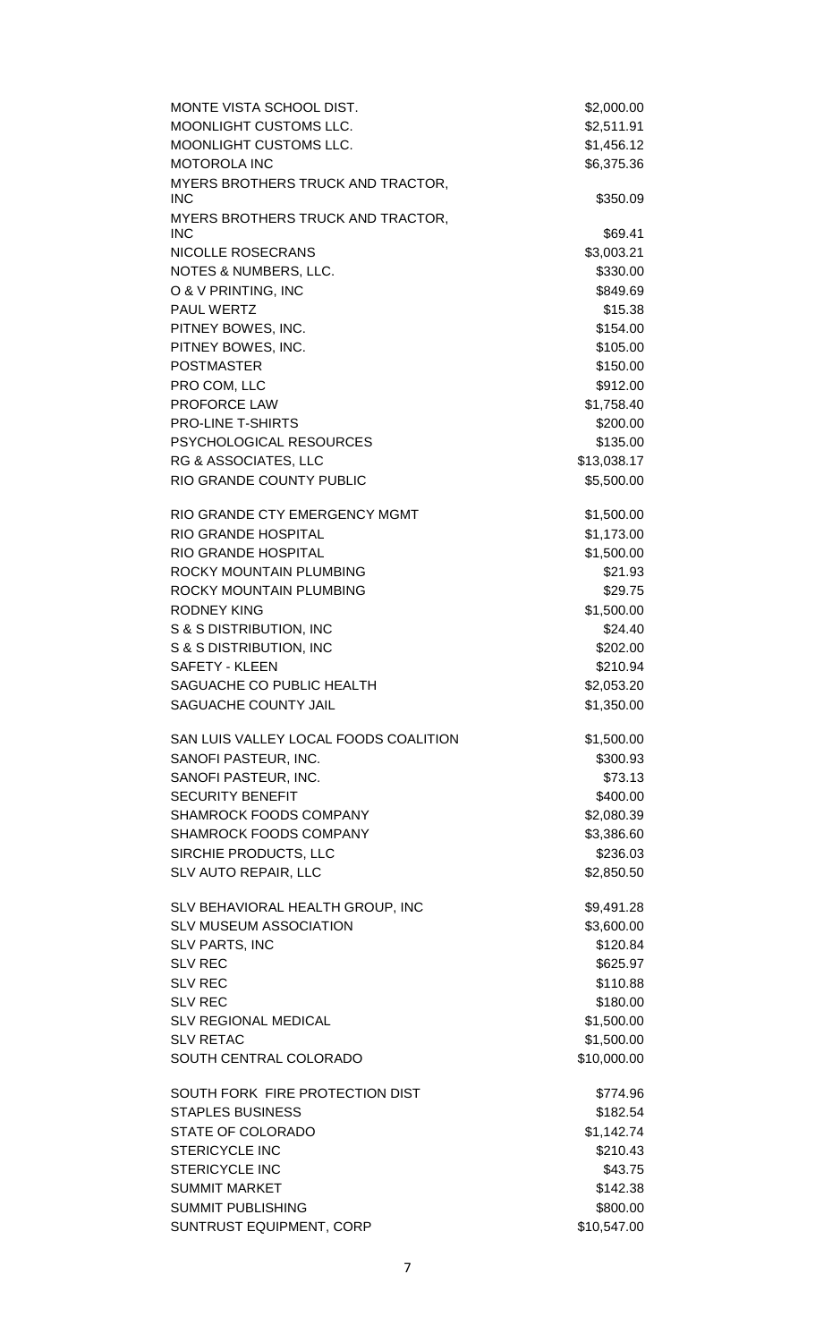| | |
|---|---|
| MONTE VISTA SCHOOL DIST. | $2,000.00 |
| MOONLIGHT CUSTOMS LLC. | $2,511.91 |
| MOONLIGHT CUSTOMS LLC. | $1,456.12 |
| MOTOROLA INC | $6,375.36 |
| MYERS BROTHERS TRUCK AND TRACTOR, INC | $350.09 |
| MYERS BROTHERS TRUCK AND TRACTOR, INC | $69.41 |
| NICOLLE ROSECRANS | $3,003.21 |
| NOTES & NUMBERS, LLC. | $330.00 |
| O & V PRINTING, INC | $849.69 |
| PAUL WERTZ | $15.38 |
| PITNEY BOWES, INC. | $154.00 |
| PITNEY BOWES, INC. | $105.00 |
| POSTMASTER | $150.00 |
| PRO COM, LLC | $912.00 |
| PROFORCE LAW | $1,758.40 |
| PRO-LINE T-SHIRTS | $200.00 |
| PSYCHOLOGICAL RESOURCES | $135.00 |
| RG & ASSOCIATES, LLC | $13,038.17 |
| RIO GRANDE COUNTY PUBLIC | $5,500.00 |
| RIO GRANDE CTY EMERGENCY MGMT | $1,500.00 |
| RIO GRANDE HOSPITAL | $1,173.00 |
| RIO GRANDE HOSPITAL | $1,500.00 |
| ROCKY MOUNTAIN PLUMBING | $21.93 |
| ROCKY MOUNTAIN PLUMBING | $29.75 |
| RODNEY KING | $1,500.00 |
| S & S DISTRIBUTION, INC | $24.40 |
| S & S DISTRIBUTION, INC | $202.00 |
| SAFETY - KLEEN | $210.94 |
| SAGUACHE CO PUBLIC HEALTH | $2,053.20 |
| SAGUACHE COUNTY JAIL | $1,350.00 |
| SAN LUIS VALLEY LOCAL FOODS COALITION | $1,500.00 |
| SANOFI PASTEUR, INC. | $300.93 |
| SANOFI PASTEUR, INC. | $73.13 |
| SECURITY BENEFIT | $400.00 |
| SHAMROCK FOODS COMPANY | $2,080.39 |
| SHAMROCK FOODS COMPANY | $3,386.60 |
| SIRCHIE PRODUCTS, LLC | $236.03 |
| SLV AUTO REPAIR, LLC | $2,850.50 |
| SLV BEHAVIORAL HEALTH GROUP, INC | $9,491.28 |
| SLV MUSEUM ASSOCIATION | $3,600.00 |
| SLV PARTS, INC | $120.84 |
| SLV REC | $625.97 |
| SLV REC | $110.88 |
| SLV REC | $180.00 |
| SLV REGIONAL MEDICAL | $1,500.00 |
| SLV RETAC | $1,500.00 |
| SOUTH CENTRAL COLORADO | $10,000.00 |
| SOUTH FORK FIRE PROTECTION DIST | $774.96 |
| STAPLES BUSINESS | $182.54 |
| STATE OF COLORADO | $1,142.74 |
| STERICYCLE INC | $210.43 |
| STERICYCLE INC | $43.75 |
| SUMMIT MARKET | $142.38 |
| SUMMIT PUBLISHING | $800.00 |
| SUNTRUST EQUIPMENT, CORP | $10,547.00 |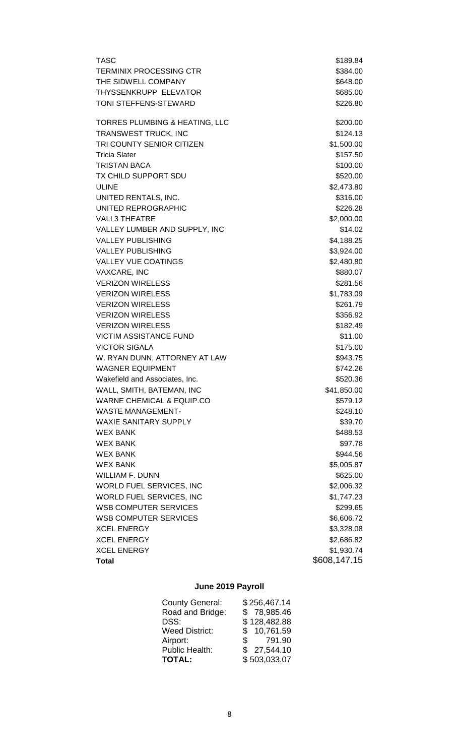| | |
|---|---|
| TASC | $189.84 |
| TERMINIX PROCESSING CTR | $384.00 |
| THE SIDWELL COMPANY | $648.00 |
| THYSSENKRUPP ELEVATOR | $685.00 |
| TONI STEFFENS-STEWARD | $226.80 |
| TORRES PLUMBING & HEATING, LLC | $200.00 |
| TRANSWEST TRUCK, INC | $124.13 |
| TRI COUNTY SENIOR CITIZEN | $1,500.00 |
| Tricia Slater | $157.50 |
| TRISTAN BACA | $100.00 |
| TX CHILD SUPPORT SDU | $520.00 |
| ULINE | $2,473.80 |
| UNITED RENTALS, INC. | $316.00 |
| UNITED REPROGRAPHIC | $226.28 |
| VALI 3 THEATRE | $2,000.00 |
| VALLEY LUMBER AND SUPPLY, INC | $14.02 |
| VALLEY PUBLISHING | $4,188.25 |
| VALLEY PUBLISHING | $3,924.00 |
| VALLEY VUE COATINGS | $2,480.80 |
| VAXCARE, INC | $880.07 |
| VERIZON WIRELESS | $281.56 |
| VERIZON WIRELESS | $1,783.09 |
| VERIZON WIRELESS | $261.79 |
| VERIZON WIRELESS | $356.92 |
| VERIZON WIRELESS | $182.49 |
| VICTIM ASSISTANCE FUND | $11.00 |
| VICTOR SIGALA | $175.00 |
| W. RYAN DUNN, ATTORNEY AT LAW | $943.75 |
| WAGNER EQUIPMENT | $742.26 |
| Wakefield and Associates, Inc. | $520.36 |
| WALL, SMITH, BATEMAN, INC | $41,850.00 |
| WARNE CHEMICAL & EQUIP.CO | $579.12 |
| WASTE MANAGEMENT- | $248.10 |
| WAXIE SANITARY SUPPLY | $39.70 |
| WEX BANK | $488.53 |
| WEX BANK | $97.78 |
| WEX BANK | $944.56 |
| WEX BANK | $5,005.87 |
| WILLIAM F. DUNN | $625.00 |
| WORLD FUEL SERVICES, INC | $2,006.32 |
| WORLD FUEL SERVICES, INC | $1,747.23 |
| WSB COMPUTER SERVICES | $299.65 |
| WSB COMPUTER SERVICES | $6,606.72 |
| XCEL ENERGY | $3,328.08 |
| XCEL ENERGY | $2,686.82 |
| XCEL ENERGY | $1,930.74 |
| **Total** | $608,147.15 |

## June 2019 Payroll

| | |
|---|---|
| County General: | $ 256,467.14 |
| Road and Bridge: | $ 78,985.46 |
| DSS: | $ 128,482.88 |
| Weed District: | $ 10,761.59 |
| Airport: | $ 791.90 |
| Public Health: | $ 27,544.10 |
| **TOTAL:** | $ 503,033.07 |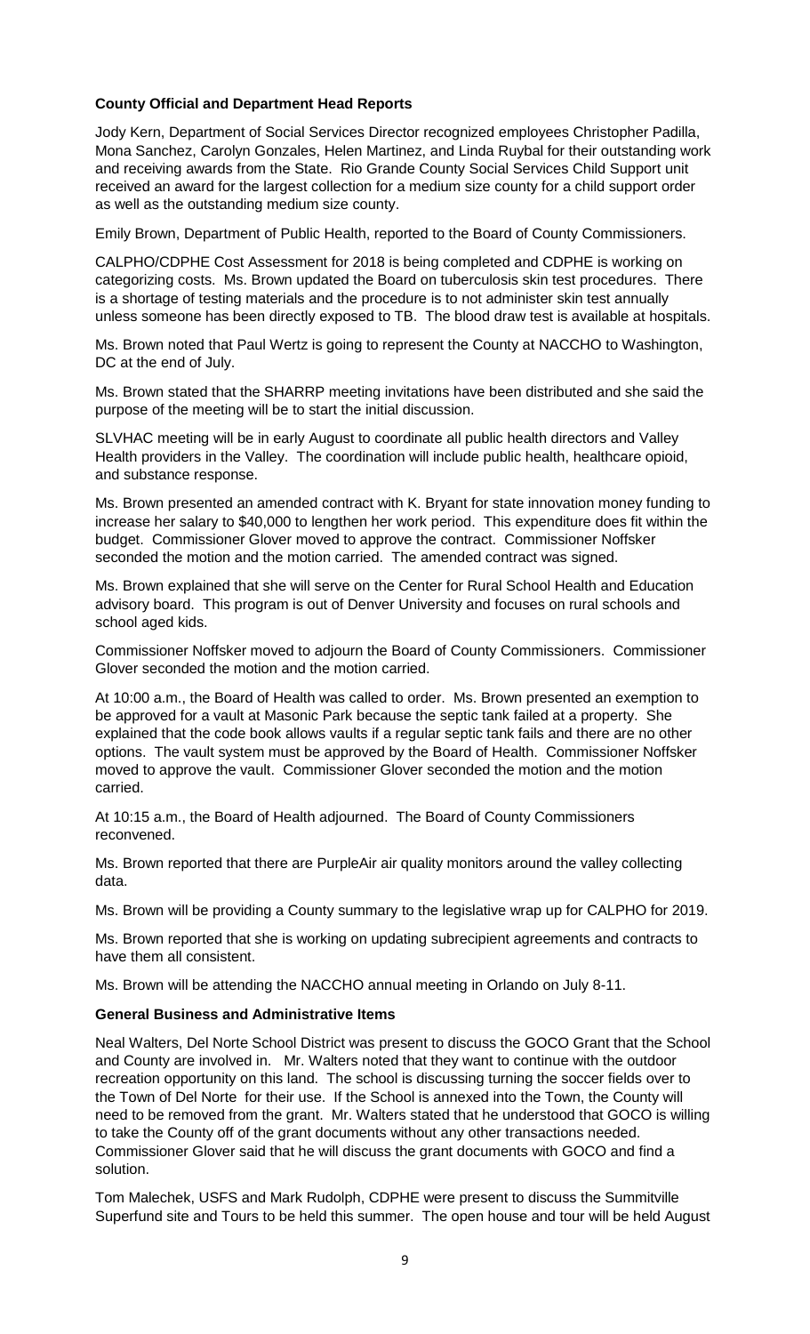**County Official and Department Head Reports**

Jody Kern, Department of Social Services Director recognized employees Christopher Padilla, Mona Sanchez, Carolyn Gonzales, Helen Martinez, and Linda Ruybal for their outstanding work and receiving awards from the State. Rio Grande County Social Services Child Support unit received an award for the largest collection for a medium size county for a child support order as well as the outstanding medium size county.

Emily Brown, Department of Public Health, reported to the Board of County Commissioners.

CALPHO/CDPHE Cost Assessment for 2018 is being completed and CDPHE is working on categorizing costs. Ms. Brown updated the Board on tuberculosis skin test procedures. There is a shortage of testing materials and the procedure is to not administer skin test annually unless someone has been directly exposed to TB. The blood draw test is available at hospitals.

Ms. Brown noted that Paul Wertz is going to represent the County at NACCHO to Washington, DC at the end of July.

Ms. Brown stated that the SHARRP meeting invitations have been distributed and she said the purpose of the meeting will be to start the initial discussion.

SLVHAC meeting will be in early August to coordinate all public health directors and Valley Health providers in the Valley. The coordination will include public health, healthcare opioid, and substance response.

Ms. Brown presented an amended contract with K. Bryant for state innovation money funding to increase her salary to $40,000 to lengthen her work period. This expenditure does fit within the budget. Commissioner Glover moved to approve the contract. Commissioner Noffsker seconded the motion and the motion carried. The amended contract was signed.

Ms. Brown explained that she will serve on the Center for Rural School Health and Education advisory board. This program is out of Denver University and focuses on rural schools and school aged kids.

Commissioner Noffsker moved to adjourn the Board of County Commissioners. Commissioner Glover seconded the motion and the motion carried.

At 10:00 a.m., the Board of Health was called to order. Ms. Brown presented an exemption to be approved for a vault at Masonic Park because the septic tank failed at a property. She explained that the code book allows vaults if a regular septic tank fails and there are no other options. The vault system must be approved by the Board of Health. Commissioner Noffsker moved to approve the vault. Commissioner Glover seconded the motion and the motion carried.

At 10:15 a.m., the Board of Health adjourned. The Board of County Commissioners reconvened.

Ms. Brown reported that there are PurpleAir air quality monitors around the valley collecting data.

Ms. Brown will be providing a County summary to the legislative wrap up for CALPHO for 2019.

Ms. Brown reported that she is working on updating subrecipient agreements and contracts to have them all consistent.

Ms. Brown will be attending the NACCHO annual meeting in Orlando on July 8-11.

**General Business and Administrative Items**

Neal Walters, Del Norte School District was present to discuss the GOCO Grant that the School and County are involved in. Mr. Walters noted that they want to continue with the outdoor recreation opportunity on this land. The school is discussing turning the soccer fields over to the Town of Del Norte for their use. If the School is annexed into the Town, the County will need to be removed from the grant. Mr. Walters stated that he understood that GOCO is willing to take the County off of the grant documents without any other transactions needed. Commissioner Glover said that he will discuss the grant documents with GOCO and find a solution.

Tom Malechek, USFS and Mark Rudolph, CDPHE were present to discuss the Summitville Superfund site and Tours to be held this summer. The open house and tour will be held August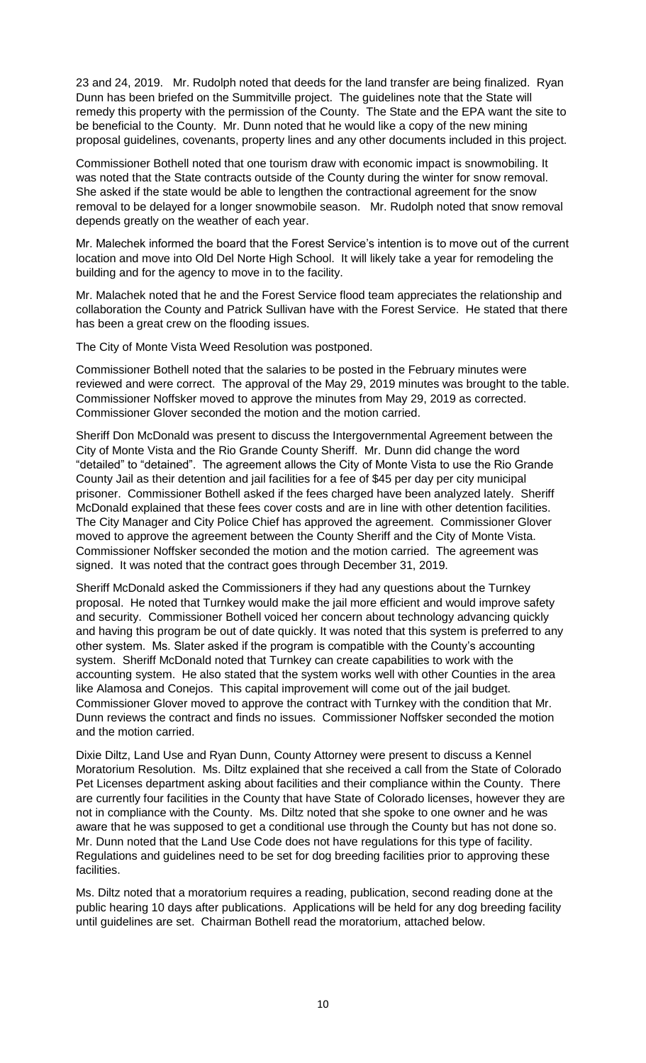23 and 24, 2019. Mr. Rudolph noted that deeds for the land transfer are being finalized. Ryan Dunn has been briefed on the Summitville project. The guidelines note that the State will remedy this property with the permission of the County. The State and the EPA want the site to be beneficial to the County. Mr. Dunn noted that he would like a copy of the new mining proposal guidelines, covenants, property lines and any other documents included in this project.

Commissioner Bothell noted that one tourism draw with economic impact is snowmobiling. It was noted that the State contracts outside of the County during the winter for snow removal. She asked if the state would be able to lengthen the contractional agreement for the snow removal to be delayed for a longer snowmobile season. Mr. Rudolph noted that snow removal depends greatly on the weather of each year.

Mr. Malechek informed the board that the Forest Service's intention is to move out of the current location and move into Old Del Norte High School. It will likely take a year for remodeling the building and for the agency to move in to the facility.

Mr. Malachek noted that he and the Forest Service flood team appreciates the relationship and collaboration the County and Patrick Sullivan have with the Forest Service. He stated that there has been a great crew on the flooding issues.

The City of Monte Vista Weed Resolution was postponed.

Commissioner Bothell noted that the salaries to be posted in the February minutes were reviewed and were correct. The approval of the May 29, 2019 minutes was brought to the table. Commissioner Noffsker moved to approve the minutes from May 29, 2019 as corrected. Commissioner Glover seconded the motion and the motion carried.

Sheriff Don McDonald was present to discuss the Intergovernmental Agreement between the City of Monte Vista and the Rio Grande County Sheriff. Mr. Dunn did change the word "detailed" to "detained". The agreement allows the City of Monte Vista to use the Rio Grande County Jail as their detention and jail facilities for a fee of $45 per day per city municipal prisoner. Commissioner Bothell asked if the fees charged have been analyzed lately. Sheriff McDonald explained that these fees cover costs and are in line with other detention facilities. The City Manager and City Police Chief has approved the agreement. Commissioner Glover moved to approve the agreement between the County Sheriff and the City of Monte Vista. Commissioner Noffsker seconded the motion and the motion carried. The agreement was signed. It was noted that the contract goes through December 31, 2019.

Sheriff McDonald asked the Commissioners if they had any questions about the Turnkey proposal. He noted that Turnkey would make the jail more efficient and would improve safety and security. Commissioner Bothell voiced her concern about technology advancing quickly and having this program be out of date quickly. It was noted that this system is preferred to any other system. Ms. Slater asked if the program is compatible with the County's accounting system. Sheriff McDonald noted that Turnkey can create capabilities to work with the accounting system. He also stated that the system works well with other Counties in the area like Alamosa and Conejos. This capital improvement will come out of the jail budget. Commissioner Glover moved to approve the contract with Turnkey with the condition that Mr. Dunn reviews the contract and finds no issues. Commissioner Noffsker seconded the motion and the motion carried.

Dixie Diltz, Land Use and Ryan Dunn, County Attorney were present to discuss a Kennel Moratorium Resolution. Ms. Diltz explained that she received a call from the State of Colorado Pet Licenses department asking about facilities and their compliance within the County. There are currently four facilities in the County that have State of Colorado licenses, however they are not in compliance with the County. Ms. Diltz noted that she spoke to one owner and he was aware that he was supposed to get a conditional use through the County but has not done so. Mr. Dunn noted that the Land Use Code does not have regulations for this type of facility. Regulations and guidelines need to be set for dog breeding facilities prior to approving these facilities.

Ms. Diltz noted that a moratorium requires a reading, publication, second reading done at the public hearing 10 days after publications. Applications will be held for any dog breeding facility until guidelines are set. Chairman Bothell read the moratorium, attached below.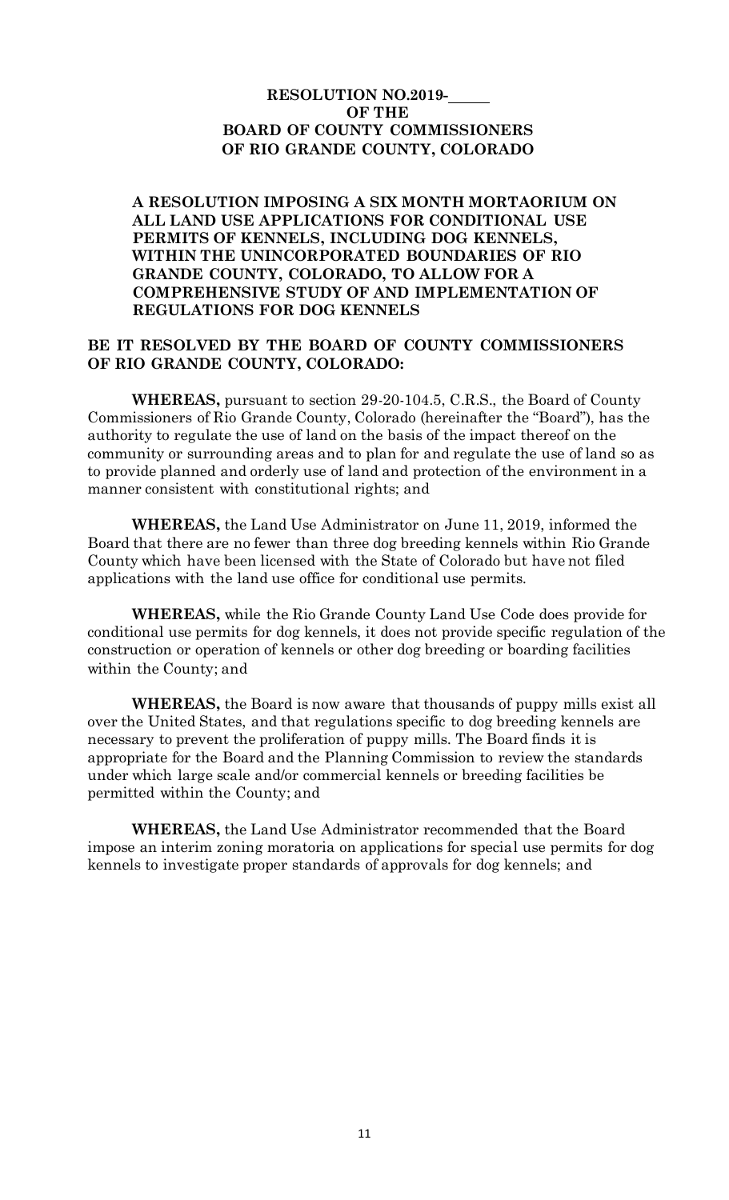**RESOLUTION NO.2019-\_\_\_\_\_**
**OF THE**
**BOARD OF COUNTY COMMISSIONERS**
**OF RIO GRANDE COUNTY, COLORADO**

**A RESOLUTION IMPOSING A SIX MONTH MORTAORIUM ON ALL LAND USE APPLICATIONS FOR CONDITIONAL USE PERMITS OF KENNELS, INCLUDING DOG KENNELS, WITHIN THE UNINCORPORATED BOUNDARIES OF RIO GRANDE COUNTY, COLORADO, TO ALLOW FOR A COMPREHENSIVE STUDY OF AND IMPLEMENTATION OF REGULATIONS FOR DOG KENNELS**

**BE IT RESOLVED BY THE BOARD OF COUNTY COMMISSIONERS OF RIO GRANDE COUNTY, COLORADO:**

**WHEREAS,** pursuant to section 29-20-104.5, C.R.S., the Board of County Commissioners of Rio Grande County, Colorado (hereinafter the "Board"), has the authority to regulate the use of land on the basis of the impact thereof on the community or surrounding areas and to plan for and regulate the use of land so as to provide planned and orderly use of land and protection of the environment in a manner consistent with constitutional rights; and

**WHEREAS,** the Land Use Administrator on June 11, 2019, informed the Board that there are no fewer than three dog breeding kennels within Rio Grande County which have been licensed with the State of Colorado but have not filed applications with the land use office for conditional use permits.

**WHEREAS,** while the Rio Grande County Land Use Code does provide for conditional use permits for dog kennels, it does not provide specific regulation of the construction or operation of kennels or other dog breeding or boarding facilities within the County; and

**WHEREAS,** the Board is now aware that thousands of puppy mills exist all over the United States, and that regulations specific to dog breeding kennels are necessary to prevent the proliferation of puppy mills. The Board finds it is appropriate for the Board and the Planning Commission to review the standards under which large scale and/or commercial kennels or breeding facilities be permitted within the County; and

**WHEREAS,** the Land Use Administrator recommended that the Board impose an interim zoning moratoria on applications for special use permits for dog kennels to investigate proper standards of approvals for dog kennels; and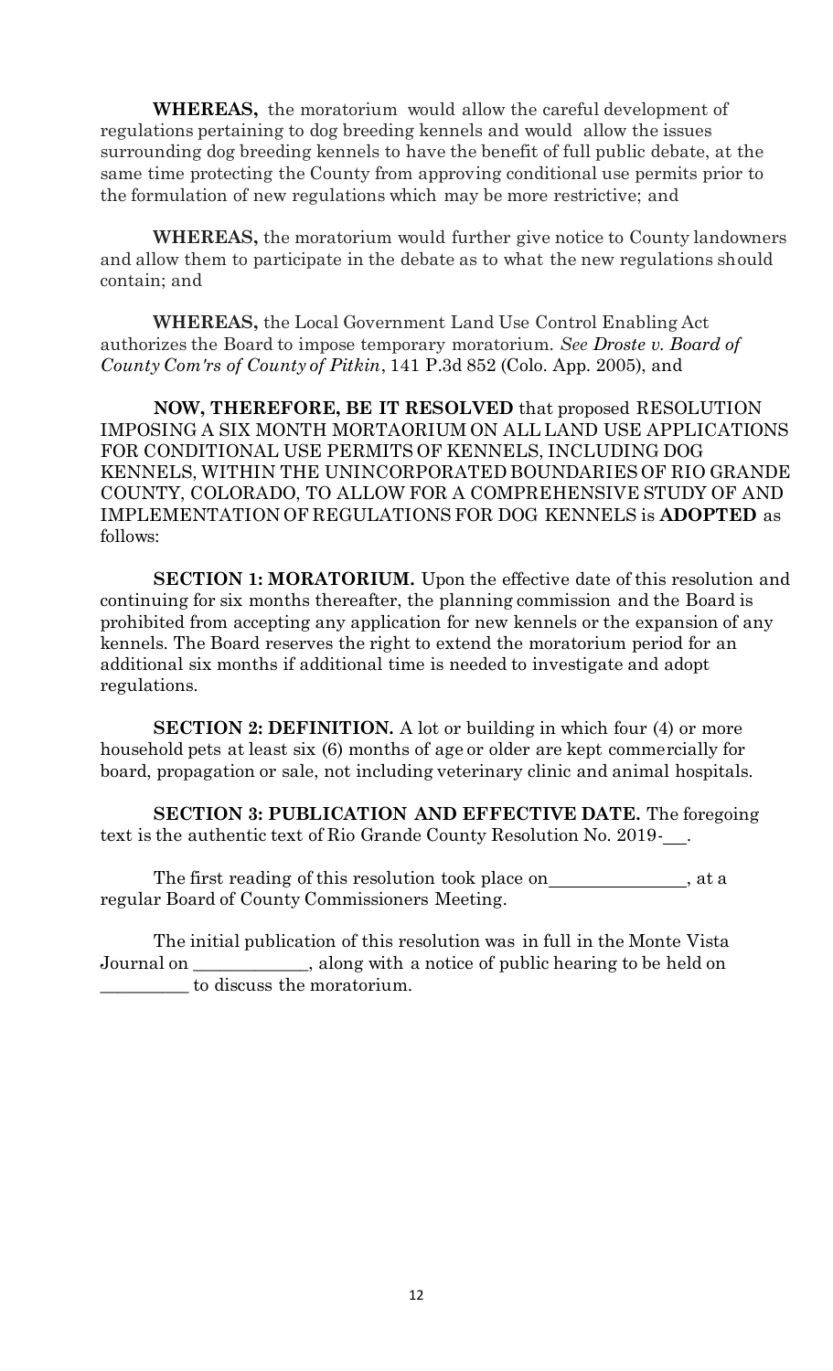**WHEREAS,** the moratorium would allow the careful development of regulations pertaining to dog breeding kennels and would allow the issues surrounding dog breeding kennels to have the benefit of full public debate, at the same time protecting the County from approving conditional use permits prior to the formulation of new regulations which may be more restrictive; and

**WHEREAS,** the moratorium would further give notice to County landowners and allow them to participate in the debate as to what the new regulations should contain; and

**WHEREAS,** the Local Government Land Use Control Enabling Act authorizes the Board to impose temporary moratorium. *See Droste v. Board of County Com'rs of County of Pitkin*, 141 P.3d 852 (Colo. App. 2005), and

**NOW, THEREFORE, BE IT RESOLVED** that proposed RESOLUTION IMPOSING A SIX MONTH MORTAORIUM ON ALL LAND USE APPLICATIONS FOR CONDITIONAL USE PERMITS OF KENNELS, INCLUDING DOG KENNELS, WITHIN THE UNINCORPORATED BOUNDARIES OF RIO GRANDE COUNTY, COLORADO, TO ALLOW FOR A COMPREHENSIVE STUDY OF AND IMPLEMENTATION OF REGULATIONS FOR DOG KENNELS is **ADOPTED** as follows:

**SECTION 1: MORATORIUM.** Upon the effective date of this resolution and continuing for six months thereafter, the planning commission and the Board is prohibited from accepting any application for new kennels or the expansion of any kennels. The Board reserves the right to extend the moratorium period for an additional six months if additional time is needed to investigate and adopt regulations.

**SECTION 2: DEFINITION.** A lot or building in which four (4) or more household pets at least six (6) months of age or older are kept commercially for board, propagation or sale, not including veterinary clinic and animal hospitals.

**SECTION 3: PUBLICATION AND EFFECTIVE DATE.** The foregoing text is the authentic text of Rio Grande County Resolution No. 2019-___.

The first reading of this resolution took place on_______________, at a regular Board of County Commissioners Meeting.

The initial publication of this resolution was in full in the Monte Vista Journal on _____________, along with a notice of public hearing to be held on __________ to discuss the moratorium.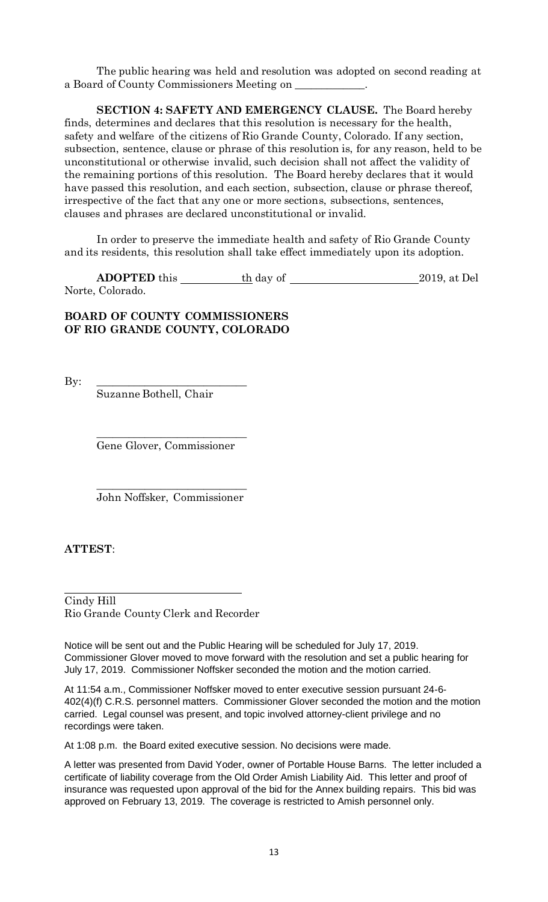The public hearing was held and resolution was adopted on second reading at a Board of County Commissioners Meeting on _____________.

**SECTION 4: SAFETY AND EMERGENCY CLAUSE.** The Board hereby finds, determines and declares that this resolution is necessary for the health, safety and welfare of the citizens of Rio Grande County, Colorado. If any section, subsection, sentence, clause or phrase of this resolution is, for any reason, held to be unconstitutional or otherwise invalid, such decision shall not affect the validity of the remaining portions of this resolution. The Board hereby declares that it would have passed this resolution, and each section, subsection, clause or phrase thereof, irrespective of the fact that any one or more sections, subsections, sentences, clauses and phrases are declared unconstitutional or invalid.

In order to preserve the immediate health and safety of Rio Grande County and its residents, this resolution shall take effect immediately upon its adoption.

**ADOPTED** this ___________th day of _______________________2019, at Del Norte, Colorado.

**BOARD OF COUNTY COMMISSIONERS OF RIO GRANDE COUNTY, COLORADO**

By: ____________________________
Suzanne Bothell, Chair

____________________________
Gene Glover, Commissioner

____________________________
John Noffsker, Commissioner

**ATTEST**:

_________________________________
Cindy Hill
Rio Grande County Clerk and Recorder

Notice will be sent out and the Public Hearing will be scheduled for July 17, 2019. Commissioner Glover moved to move forward with the resolution and set a public hearing for July 17, 2019. Commissioner Noffsker seconded the motion and the motion carried.

At 11:54 a.m., Commissioner Noffsker moved to enter executive session pursuant 24-6-402(4)(f) C.R.S. personnel matters. Commissioner Glover seconded the motion and the motion carried. Legal counsel was present, and topic involved attorney-client privilege and no recordings were taken.

At 1:08 p.m. the Board exited executive session. No decisions were made.

A letter was presented from David Yoder, owner of Portable House Barns. The letter included a certificate of liability coverage from the Old Order Amish Liability Aid. This letter and proof of insurance was requested upon approval of the bid for the Annex building repairs. This bid was approved on February 13, 2019. The coverage is restricted to Amish personnel only.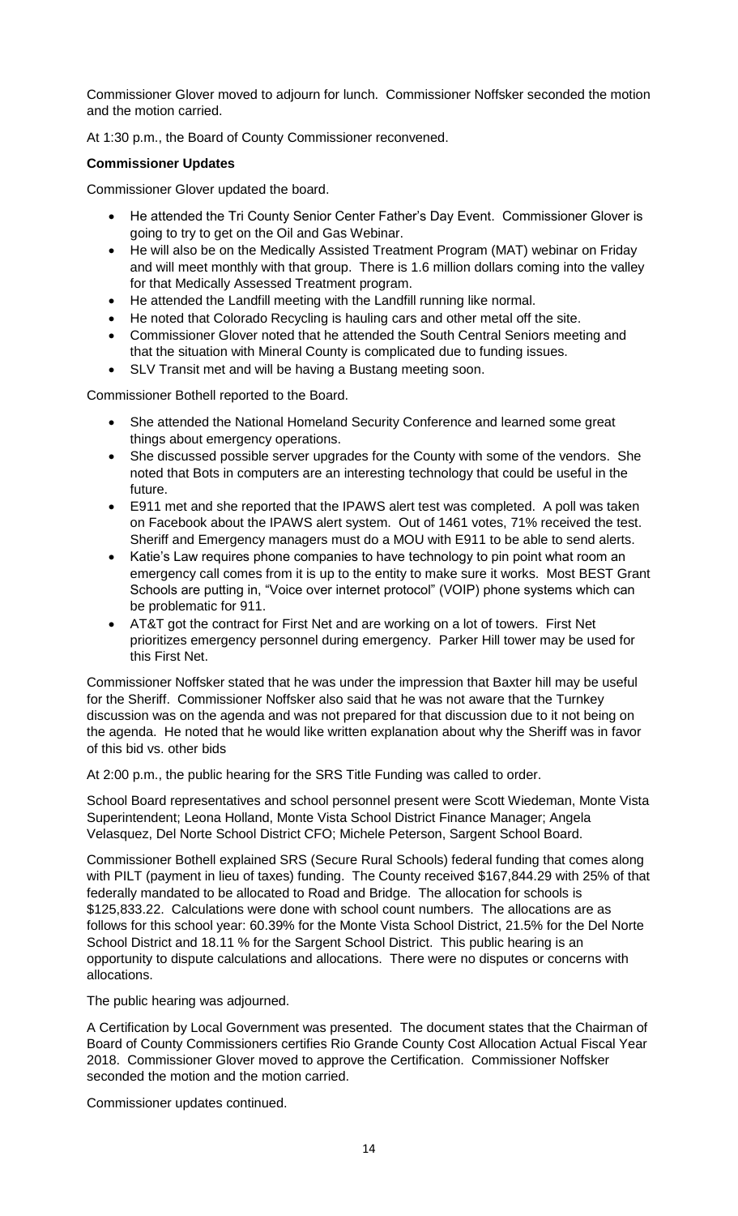Commissioner Glover moved to adjourn for lunch. Commissioner Noffsker seconded the motion and the motion carried.

At 1:30 p.m., the Board of County Commissioner reconvened.

**Commissioner Updates**

Commissioner Glover updated the board.

- He attended the Tri County Senior Center Father's Day Event. Commissioner Glover is going to try to get on the Oil and Gas Webinar.
- He will also be on the Medically Assisted Treatment Program (MAT) webinar on Friday and will meet monthly with that group. There is 1.6 million dollars coming into the valley for that Medically Assessed Treatment program.
- He attended the Landfill meeting with the Landfill running like normal.
- He noted that Colorado Recycling is hauling cars and other metal off the site.
- Commissioner Glover noted that he attended the South Central Seniors meeting and that the situation with Mineral County is complicated due to funding issues.
- SLV Transit met and will be having a Bustang meeting soon.

Commissioner Bothell reported to the Board.

- She attended the National Homeland Security Conference and learned some great things about emergency operations.
- She discussed possible server upgrades for the County with some of the vendors. She noted that Bots in computers are an interesting technology that could be useful in the future.
- E911 met and she reported that the IPAWS alert test was completed. A poll was taken on Facebook about the IPAWS alert system. Out of 1461 votes, 71% received the test. Sheriff and Emergency managers must do a MOU with E911 to be able to send alerts.
- Katie's Law requires phone companies to have technology to pin point what room an emergency call comes from it is up to the entity to make sure it works. Most BEST Grant Schools are putting in, "Voice over internet protocol" (VOIP) phone systems which can be problematic for 911.
- AT&T got the contract for First Net and are working on a lot of towers. First Net prioritizes emergency personnel during emergency. Parker Hill tower may be used for this First Net.

Commissioner Noffsker stated that he was under the impression that Baxter hill may be useful for the Sheriff. Commissioner Noffsker also said that he was not aware that the Turnkey discussion was on the agenda and was not prepared for that discussion due to it not being on the agenda. He noted that he would like written explanation about why the Sheriff was in favor of this bid vs. other bids

At 2:00 p.m., the public hearing for the SRS Title Funding was called to order.

School Board representatives and school personnel present were Scott Wiedeman, Monte Vista Superintendent; Leona Holland, Monte Vista School District Finance Manager; Angela Velasquez, Del Norte School District CFO; Michele Peterson, Sargent School Board.

Commissioner Bothell explained SRS (Secure Rural Schools) federal funding that comes along with PILT (payment in lieu of taxes) funding. The County received $167,844.29 with 25% of that federally mandated to be allocated to Road and Bridge. The allocation for schools is $125,833.22. Calculations were done with school count numbers. The allocations are as follows for this school year: 60.39% for the Monte Vista School District, 21.5% for the Del Norte School District and 18.11 % for the Sargent School District. This public hearing is an opportunity to dispute calculations and allocations. There were no disputes or concerns with allocations.

The public hearing was adjourned.

A Certification by Local Government was presented. The document states that the Chairman of Board of County Commissioners certifies Rio Grande County Cost Allocation Actual Fiscal Year 2018. Commissioner Glover moved to approve the Certification. Commissioner Noffsker seconded the motion and the motion carried.

Commissioner updates continued.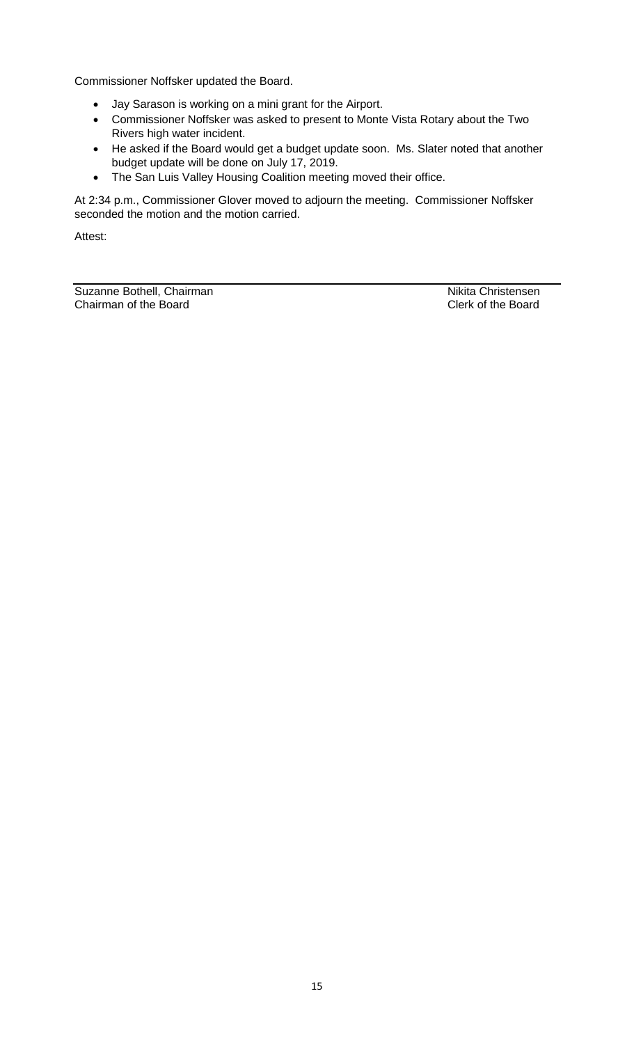Commissioner Noffsker updated the Board.

- Jay Sarason is working on a mini grant for the Airport.
- Commissioner Noffsker was asked to present to Monte Vista Rotary about the Two Rivers high water incident.
- He asked if the Board would get a budget update soon. Ms. Slater noted that another budget update will be done on July 17, 2019.
- The San Luis Valley Housing Coalition meeting moved their office.

At 2:34 p.m., Commissioner Glover moved to adjourn the meeting. Commissioner Noffsker seconded the motion and the motion carried.

Attest:

| | |
|---|---|
| Suzanne Bothell, Chairman | Nikita Christensen |
| Chairman of the Board | Clerk of the Board |